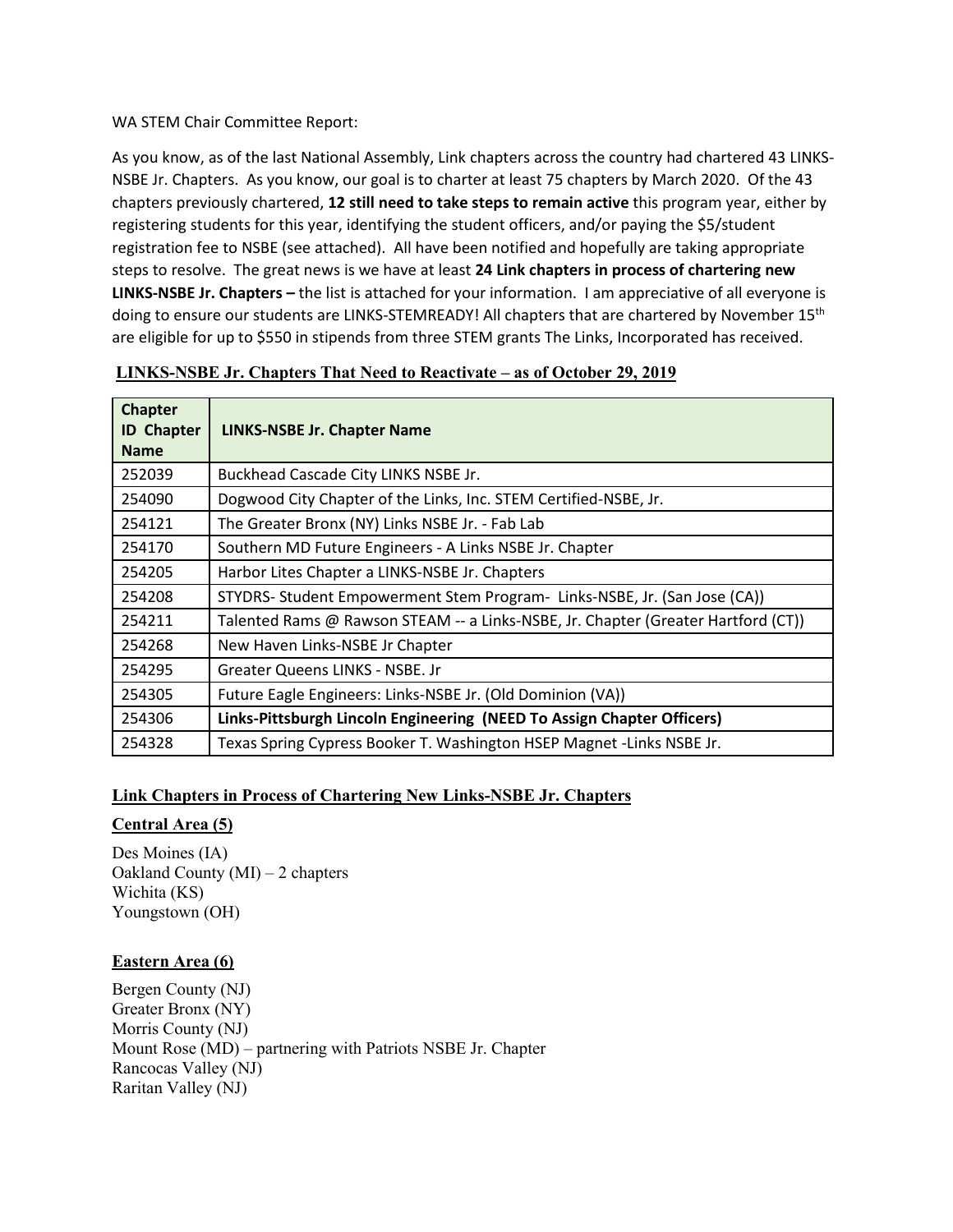WA STEM Chair Committee Report:

As you know, as of the last National Assembly, Link chapters across the country had chartered 43 LINKS-NSBE Jr. Chapters. As you know, our goal is to charter at least 75 chapters by March 2020. Of the 43 chapters previously chartered, **12 still need to take steps to remain active** this program year, either by registering students for this year, identifying the student officers, and/or paying the $5/student registration fee to NSBE (see attached). All have been notified and hopefully are taking appropriate steps to resolve. The great news is we have at least **24 Link chapters in process of chartering new LINKS-NSBE Jr. Chapters –** the list is attached for your information. I am appreciative of all everyone is doing to ensure our students are LINKS-STEMREADY! All chapters that are chartered by November 15th are eligible for up to $550 in stipends from three STEM grants The Links, Incorporated has received.

**LINKS-NSBE Jr. Chapters That Need to Reactivate – as of October 29, 2019**

| Chapter ID Chapter Name | LINKS-NSBE Jr. Chapter Name |
|---|---|
| 252039 | Buckhead Cascade City LINKS NSBE Jr. |
| 254090 | Dogwood City Chapter of the Links, Inc. STEM Certified-NSBE, Jr. |
| 254121 | The Greater Bronx (NY) Links NSBE Jr. - Fab Lab |
| 254170 | Southern MD Future Engineers - A Links NSBE Jr. Chapter |
| 254205 | Harbor Lites Chapter a LINKS-NSBE Jr. Chapters |
| 254208 | STYDRS- Student Empowerment Stem Program- Links-NSBE, Jr. (San Jose (CA)) |
| 254211 | Talented Rams @ Rawson STEAM -- a Links-NSBE, Jr. Chapter (Greater Hartford (CT)) |
| 254268 | New Haven Links-NSBE Jr Chapter |
| 254295 | Greater Queens LINKS - NSBE. Jr |
| 254305 | Future Eagle Engineers: Links-NSBE Jr. (Old Dominion (VA)) |
| 254306 | **Links-Pittsburgh Lincoln Engineering (NEED To Assign Chapter Officers)** |
| 254328 | Texas Spring Cypress Booker T. Washington HSEP Magnet -Links NSBE Jr. |

**Link Chapters in Process of Chartering New Links-NSBE Jr. Chapters**

**Central Area (5)**

Des Moines (IA)
Oakland County (MI) – 2 chapters
Wichita (KS)
Youngstown (OH)

**Eastern Area (6)**

Bergen County (NJ)
Greater Bronx (NY)
Morris County (NJ)
Mount Rose (MD) – partnering with Patriots NSBE Jr. Chapter
Rancocas Valley (NJ)
Raritan Valley (NJ)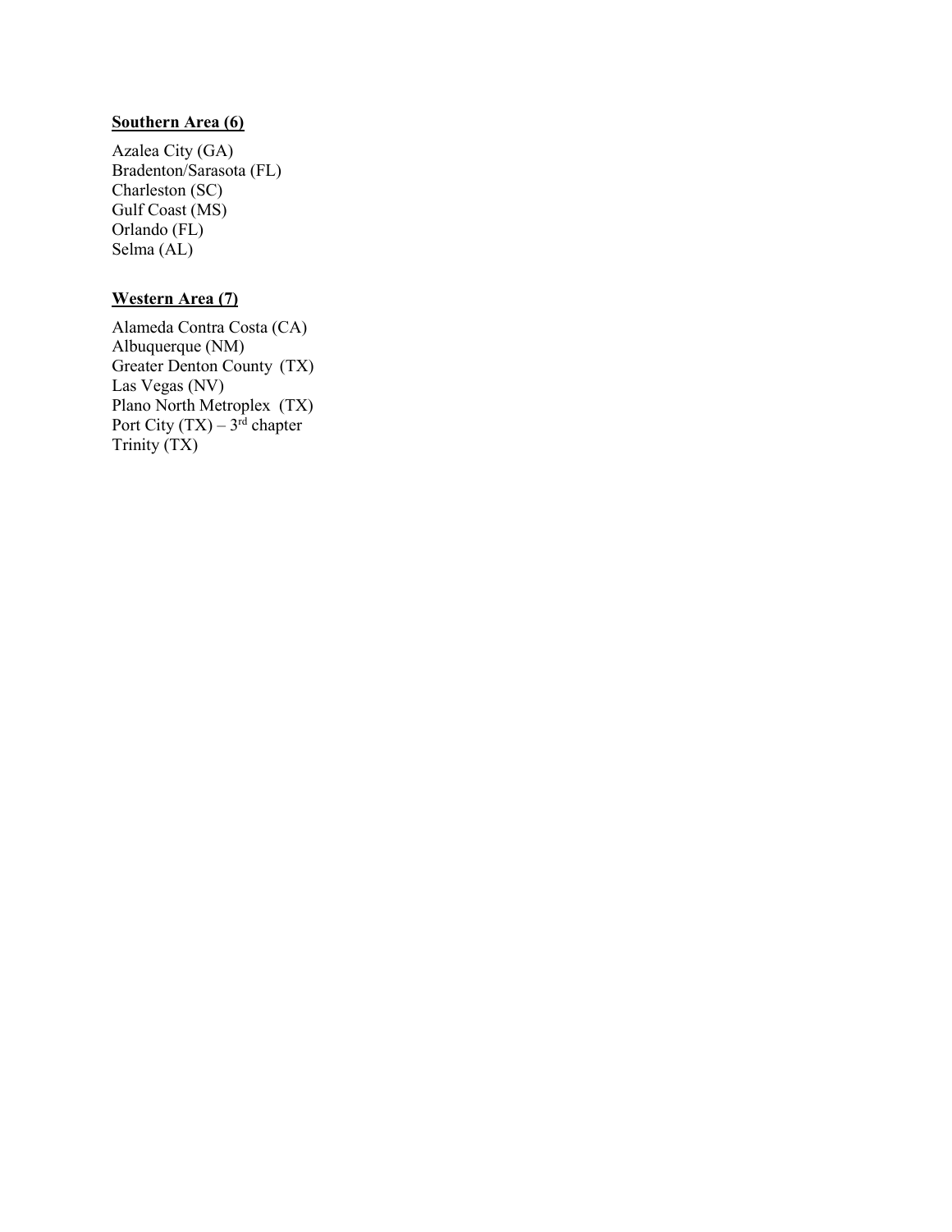**Southern Area (6)**

Azalea City (GA)
Bradenton/Sarasota (FL)
Charleston (SC)
Gulf Coast (MS)
Orlando (FL)
Selma (AL)

**Western Area (7)**

Alameda Contra Costa (CA)
Albuquerque (NM)
Greater Denton County (TX)
Las Vegas (NV)
Plano North Metroplex (TX)
Port City (TX) – 3rd chapter
Trinity (TX)